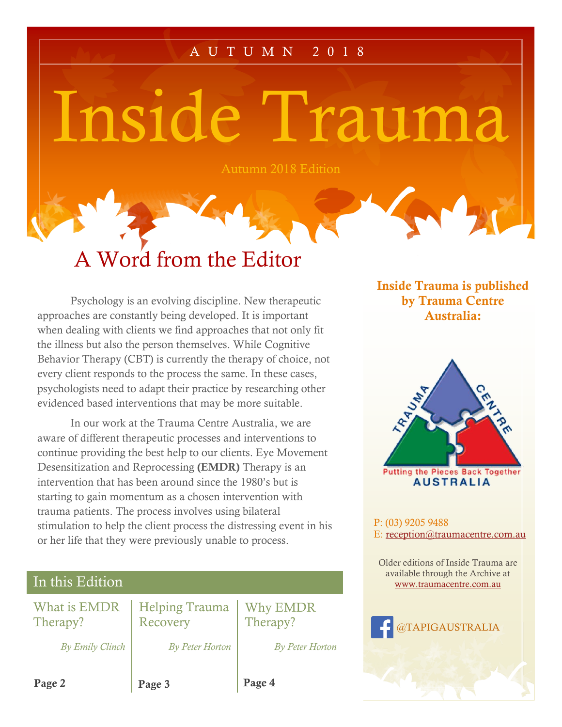AUTUMN 2018

# Inside Trauma

Autumn 2018 Edition

## A Word from the Editor

Psychology is an evolving discipline. New therapeutic approaches are constantly being developed. It is important when dealing with clients we find approaches that not only fit the illness but also the person themselves. While Cognitive Behavior Therapy (CBT) is currently the therapy of choice, not every client responds to the process the same. In these cases, psychologists need to adapt their practice by researching other evidenced based interventions that may be more suitable.

In our work at the Trauma Centre Australia, we are aware of different therapeutic processes and interventions to continue providing the best help to our clients. Eye Movement Desensitization and Reprocessing **(EMDR)** Therapy is an intervention that has been around since the 1980's but is starting to gain momentum as a chosen intervention with trauma patients. The process involves using bilateral stimulation to help the client process the distressing event in his or her life that they were previously unable to process.

## In this Edition

What is EMDR Therapy?

*By Emily Clinch*

**Page 2**

Helping Trauma Recovery

*By Peter Horton*

**Page 3**

Why EMDR Therapy?

*By Peter Horton*

**Page 4**

**Inside Trauma is published by Trauma Centre Australia:**

TRAUMA CENTRE

Putting the Pieces Back Together

AUSTRALIA

P: (03) 9205 9488

E: reception@traumacentre.com.au

Older editions of Inside Trauma are available through the Archive at www.traumacentre.com.au

@TAPIGAUSTRALIA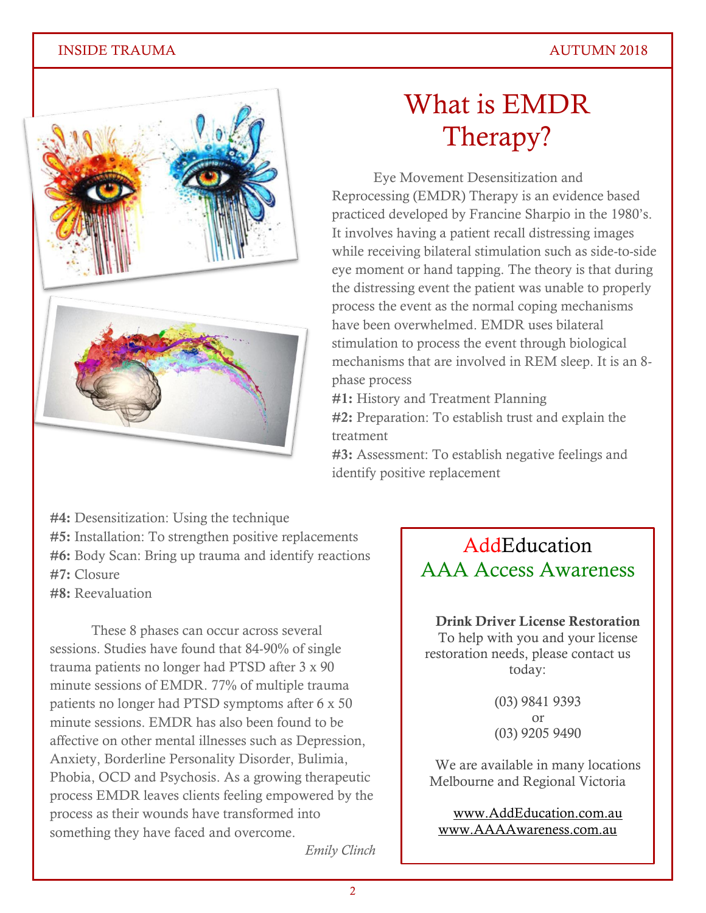# What is EMDR Therapy?

Eye Movement Desensitization and Reprocessing (EMDR) Therapy is an evidence based practiced developed by Francine Sharpio in the 1980's. It involves having a patient recall distressing images while receiving bilateral stimulation such as side-to-side eye moment or hand tapping. The theory is that during the distressing event the patient was unable to properly process the event as the normal coping mechanisms have been overwhelmed. EMDR uses bilateral stimulation to process the event through biological mechanisms that are involved in REM sleep. It is an 8-phase process

**#1:** History and Treatment Planning
**#2:** Preparation: To establish trust and explain the treatment
**#3:** Assessment: To establish negative feelings and identify positive replacement
**#4:** Desensitization: Using the technique
**#5:** Installation: To strengthen positive replacements
**#6:** Body Scan: Bring up trauma and identify reactions
**#7:** Closure
**#8:** Reevaluation

These 8 phases can occur across several sessions. Studies have found that 84-90% of single trauma patients no longer had PTSD after 3 x 90 minute sessions of EMDR. 77% of multiple trauma patients no longer had PTSD symptoms after 6 x 50 minute sessions. EMDR has also been found to be affective on other mental illnesses such as Depression, Anxiety, Borderline Personality Disorder, Bulimia, Phobia, OCD and Psychosis. As a growing therapeutic process EMDR leaves clients feeling empowered by the process as their wounds have transformed into something they have faced and overcome.

*Emily Clinch*

## AddEducation
## AAA Access Awareness

**Drink Driver License Restoration**
To help with you and your license restoration needs, please contact us today:

(03) 9841 9393
or
(03) 9205 9490

We are available in many locations Melbourne and Regional Victoria

www.AddEducation.com.au
www.AAAAwareness.com.au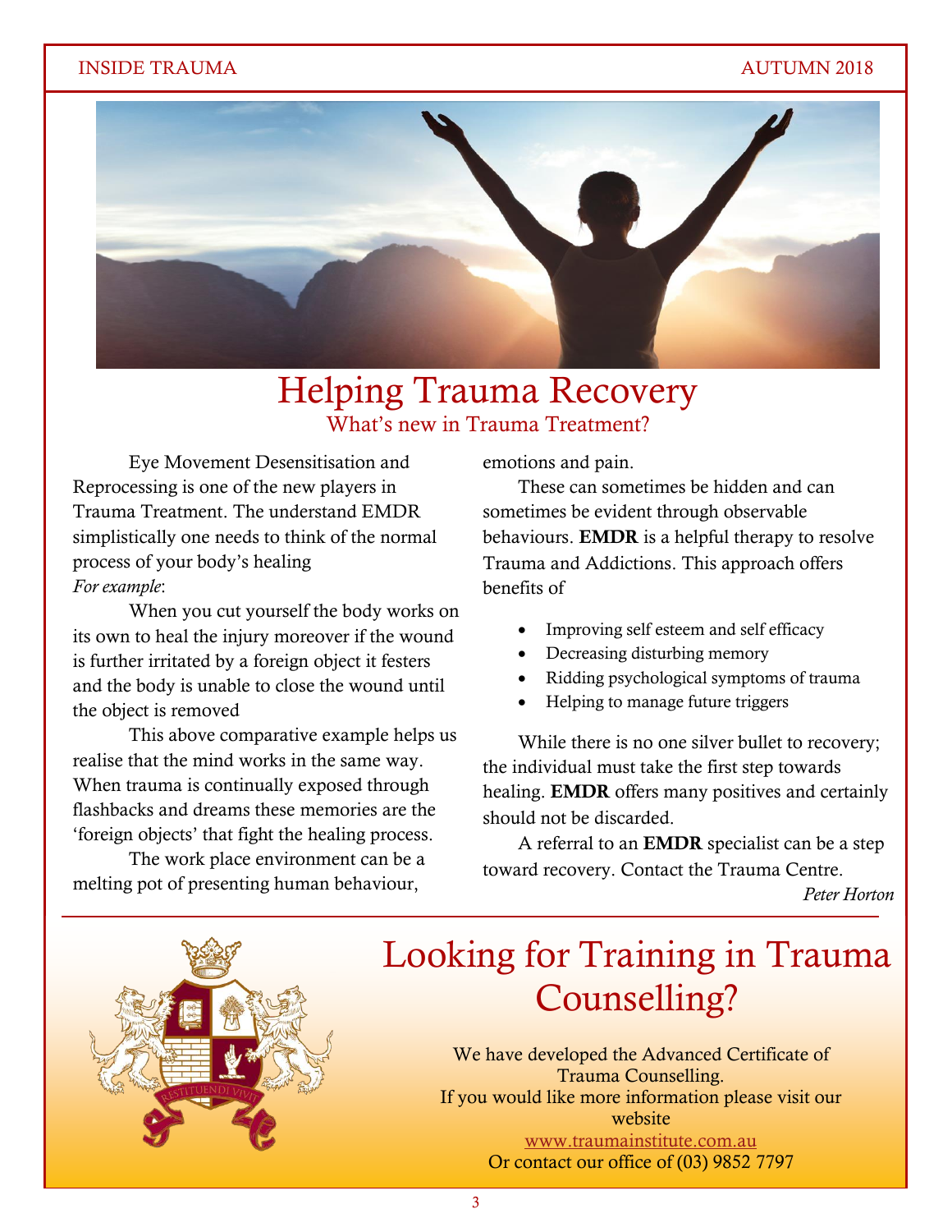# Helping Trauma Recovery

## What's new in Trauma Treatment?

Eye Movement Desensitisation and Reprocessing is one of the new players in Trauma Treatment. The understand EMDR simplistically one needs to think of the normal process of your body's healing

*For example*:

When you cut yourself the body works on its own to heal the injury moreover if the wound is further irritated by a foreign object it festers and the body is unable to close the wound until the object is removed

This above comparative example helps us realise that the mind works in the same way. When trauma is continually exposed through flashbacks and dreams these memories are the 'foreign objects' that fight the healing process.

The work place environment can be a melting pot of presenting human behaviour, emotions and pain.

These can sometimes be hidden and can sometimes be evident through observable behaviours. **EMDR** is a helpful therapy to resolve Trauma and Addictions. This approach offers benefits of

- Improving self esteem and self efficacy
- Decreasing disturbing memory
- Ridding psychological symptoms of trauma
- Helping to manage future triggers

While there is no one silver bullet to recovery; the individual must take the first step towards healing. **EMDR** offers many positives and certainly should not be discarded.

A referral to an **EMDR** specialist can be a step toward recovery. Contact the Trauma Centre.

*Peter Horton*

# Looking for Training in Trauma Counselling?

We have developed the Advanced Certificate of Trauma Counselling.
If you would like more information please visit our website
www.traumainstitute.com.au
Or contact our office of (03) 9852 7797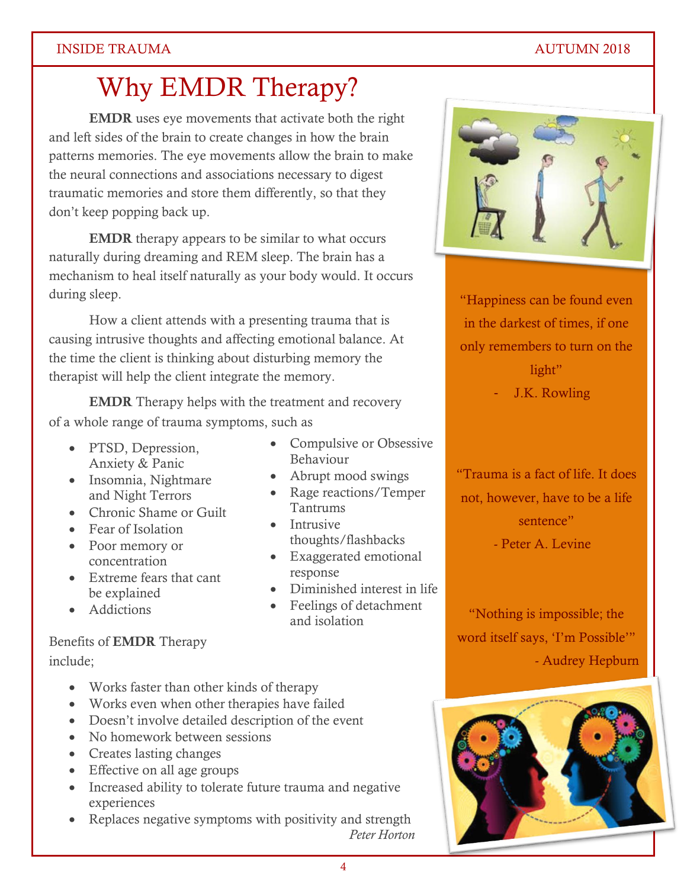# Why EMDR Therapy?

**EMDR** uses eye movements that activate both the right and left sides of the brain to create changes in how the brain patterns memories. The eye movements allow the brain to make the neural connections and associations necessary to digest traumatic memories and store them differently, so that they don't keep popping back up.

**EMDR** therapy appears to be similar to what occurs naturally during dreaming and REM sleep. The brain has a mechanism to heal itself naturally as your body would. It occurs during sleep.

How a client attends with a presenting trauma that is causing intrusive thoughts and affecting emotional balance. At the time the client is thinking about disturbing memory the therapist will help the client integrate the memory.

**EMDR** Therapy helps with the treatment and recovery of a whole range of trauma symptoms, such as

- PTSD, Depression, Anxiety & Panic
- Insomnia, Nightmare and Night Terrors
- Chronic Shame or Guilt
- Fear of Isolation
- Poor memory or concentration
- Extreme fears that cant be explained
- Addictions
- Compulsive or Obsessive Behaviour
- Abrupt mood swings
- Rage reactions/Temper Tantrums
- Intrusive thoughts/flashbacks
- Exaggerated emotional response
- Diminished interest in life
- Feelings of detachment and isolation

Benefits of **EMDR** Therapy include;

- Works faster than other kinds of therapy
- Works even when other therapies have failed
- Doesn't involve detailed description of the event
- No homework between sessions
- Creates lasting changes
- Effective on all age groups
- Increased ability to tolerate future trauma and negative experiences
- Replaces negative symptoms with positivity and strength

*Peter Horton*

"Happiness can be found even in the darkest of times, if one only remembers to turn on the light"
- J.K. Rowling

"Trauma is a fact of life. It does not, however, have to be a life sentence"
- Peter A. Levine

"Nothing is impossible; the word itself says, 'I'm Possible'"
- Audrey Hepburn